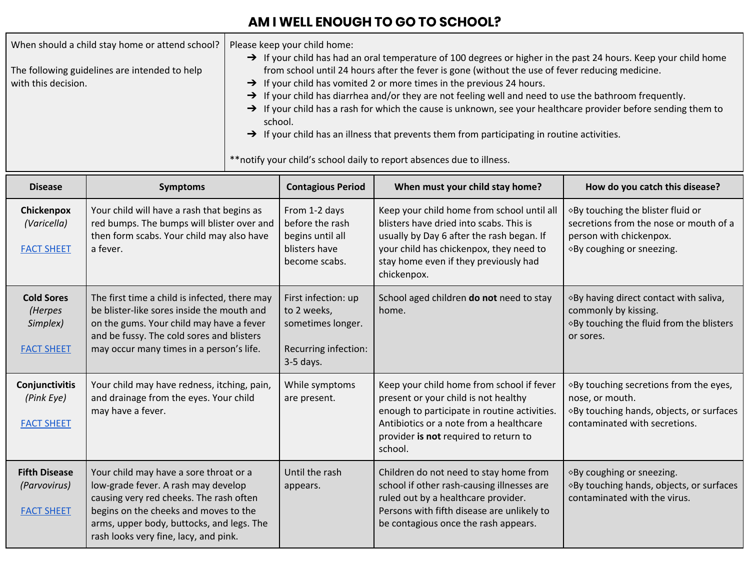# AM I WELL ENOUGH TO GO TO SCHOOL?

| When should a child stay home or attend school? The following guidelines are intended to help with this decision. | Please keep your child home: |
|---|---|
| | → If your child has had an oral temperature of 100 degrees or higher in the past 24 hours. Keep your child home from school until 24 hours after the fever is gone (without the use of fever reducing medicine. |
| | → If your child has vomited 2 or more times in the previous 24 hours. |
| | → If your child has diarrhea and/or they are not feeling well and need to use the bathroom frequently. |
| | → If your child has a rash for which the cause is unknown, see your healthcare provider before sending them to school. |
| | → If your child has an illness that prevents them from participating in routine activities. |
| | **notify your child's school daily to report absences due to illness. |

| Disease | Symptoms | Contagious Period | When must your child stay home? | How do you catch this disease? |
|---|---|---|---|---|
| **Chickenpox** *(Varicella)* FACT SHEET | Your child will have a rash that begins as red bumps. The bumps will blister over and then form scabs. Your child may also have a fever. | From 1-2 days before the rash begins until all blisters have become scabs. | Keep your child home from school until all blisters have dried into scabs. This is usually by Day 6 after the rash began. If your child has chickenpox, they need to stay home even if they previously had chickenpox. | ◇By touching the blister fluid or secretions from the nose or mouth of a person with chickenpox. ◇By coughing or sneezing. |
| **Cold Sores** *(Herpes Simplex)* FACT SHEET | The first time a child is infected, there may be blister-like sores inside the mouth and on the gums. Your child may have a fever and be fussy. The cold sores and blisters may occur many times in a person's life. | First infection: up to 2 weeks, sometimes longer. Recurring infection: 3-5 days. | School aged children **do not** need to stay home. | ◇By having direct contact with saliva, commonly by kissing. ◇By touching the fluid from the blisters or sores. |
| **Conjunctivitis** *(Pink Eye)* FACT SHEET | Your child may have redness, itching, pain, and drainage from the eyes. Your child may have a fever. | While symptoms are present. | Keep your child home from school if fever present or your child is not healthy enough to participate in routine activities. Antibiotics or a note from a healthcare provider **is not** required to return to school. | ◇By touching secretions from the eyes, nose, or mouth. ◇By touching hands, objects, or surfaces contaminated with secretions. |
| **Fifth Disease** *(Parvovirus)* FACT SHEET | Your child may have a sore throat or a low-grade fever. A rash may develop causing very red cheeks. The rash often begins on the cheeks and moves to the arms, upper body, buttocks, and legs. The rash looks very fine, lacy, and pink. | Until the rash appears. | Children do not need to stay home from school if other rash-causing illnesses are ruled out by a healthcare provider. Persons with fifth disease are unlikely to be contagious once the rash appears. | ◇By coughing or sneezing. ◇By touching hands, objects, or surfaces contaminated with the virus. |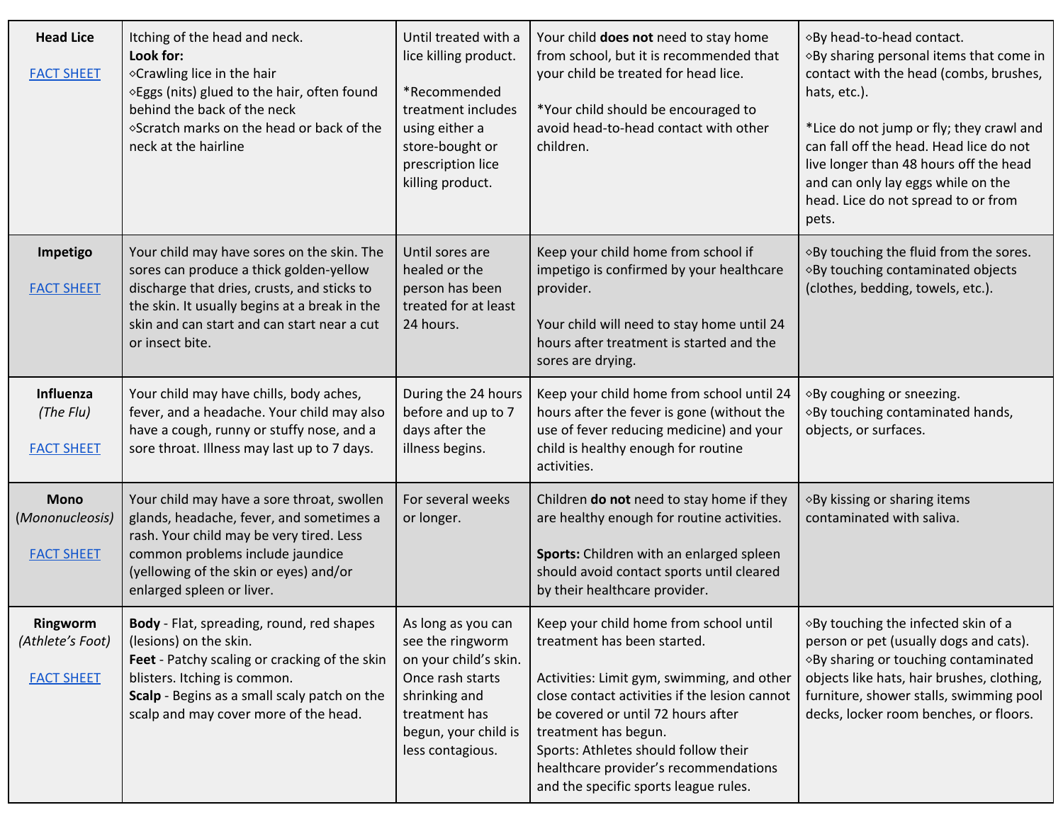| | | | | |
|---|---|---|---|---|
| **Head Lice**<br><br>FACT SHEET | Itching of the head and neck.<br>**Look for:**<br>◇Crawling lice in the hair<br>◇Eggs (nits) glued to the hair, often found behind the back of the neck<br>◇Scratch marks on the head or back of the neck at the hairline | Until treated with a lice killing product.<br><br>*Recommended treatment includes using either a store-bought or prescription lice killing product. | Your child **does not** need to stay home from school, but it is recommended that your child be treated for head lice.<br><br>*Your child should be encouraged to avoid head-to-head contact with other children. | ◇By head-to-head contact.<br>◇By sharing personal items that come in contact with the head (combs, brushes, hats, etc.).<br><br>*Lice do not jump or fly; they crawl and can fall off the head. Head lice do not live longer than 48 hours off the head and can only lay eggs while on the head. Lice do not spread to or from pets. |
| **Impetigo**<br><br>FACT SHEET | Your child may have sores on the skin. The sores can produce a thick golden-yellow discharge that dries, crusts, and sticks to the skin. It usually begins at a break in the skin and can start and can start near a cut or insect bite. | Until sores are healed or the person has been treated for at least 24 hours. | Keep your child home from school if impetigo is confirmed by your healthcare provider.<br><br>Your child will need to stay home until 24 hours after treatment is started and the sores are drying. | ◇By touching the fluid from the sores.<br>◇By touching contaminated objects (clothes, bedding, towels, etc.). |
| **Influenza**<br>*(The Flu)*<br><br>FACT SHEET | Your child may have chills, body aches, fever, and a headache. Your child may also have a cough, runny or stuffy nose, and a sore throat. Illness may last up to 7 days. | During the 24 hours before and up to 7 days after the illness begins. | Keep your child home from school until 24 hours after the fever is gone (without the use of fever reducing medicine) and your child is healthy enough for routine activities. | ◇By coughing or sneezing.<br>◇By touching contaminated hands, objects, or surfaces. |
| **Mono**<br>*(Mononucleosis)*<br><br>FACT SHEET | Your child may have a sore throat, swollen glands, headache, fever, and sometimes a rash. Your child may be very tired. Less common problems include jaundice (yellowing of the skin or eyes) and/or enlarged spleen or liver. | For several weeks or longer. | Children **do not** need to stay home if they are healthy enough for routine activities.<br><br>**Sports:** Children with an enlarged spleen should avoid contact sports until cleared by their healthcare provider. | ◇By kissing or sharing items contaminated with saliva. |
| **Ringworm**<br>*(Athlete's Foot)*<br><br>FACT SHEET | **Body** - Flat, spreading, round, red shapes (lesions) on the skin.<br>**Feet** - Patchy scaling or cracking of the skin blisters. Itching is common.<br>**Scalp** - Begins as a small scaly patch on the scalp and may cover more of the head. | As long as you can see the ringworm on your child's skin. Once rash starts shrinking and treatment has begun, your child is less contagious. | Keep your child home from school until treatment has been started.<br><br>Activities: Limit gym, swimming, and other close contact activities if the lesion cannot be covered or until 72 hours after treatment has begun.<br>Sports: Athletes should follow their healthcare provider's recommendations and the specific sports league rules. | ◇By touching the infected skin of a person or pet (usually dogs and cats).<br>◇By sharing or touching contaminated objects like hats, hair brushes, clothing, furniture, shower stalls, swimming pool decks, locker room benches, or floors. |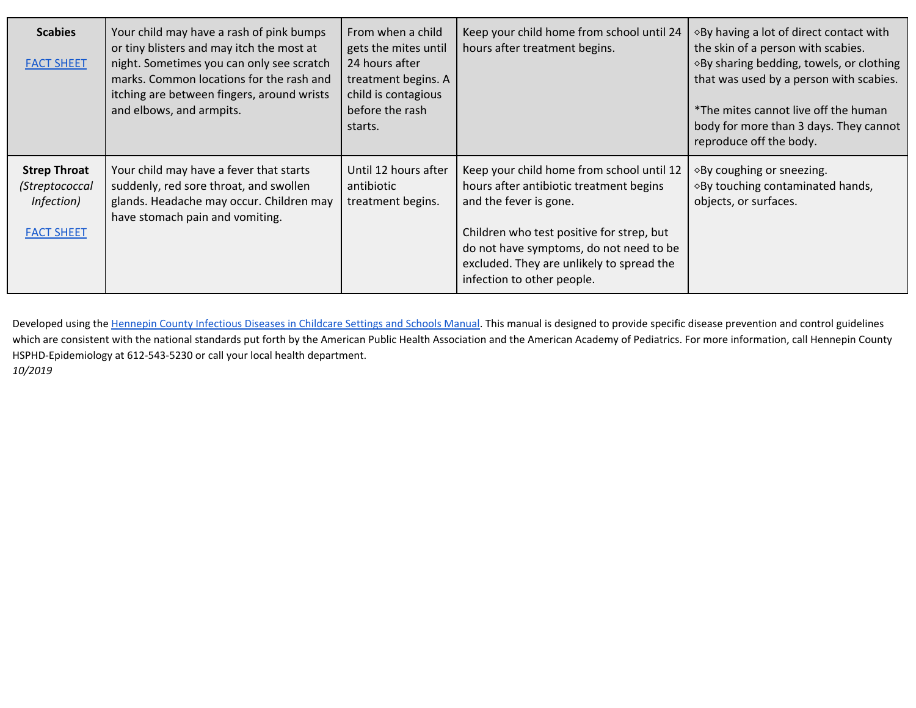| | | | | |
|---|---|---|---|---|
| **Scabies**<br><br>[FACT SHEET] | Your child may have a rash of pink bumps or tiny blisters and may itch the most at night. Sometimes you can only see scratch marks. Common locations for the rash and itching are between fingers, around wrists and elbows, and armpits. | From when a child gets the mites until 24 hours after treatment begins. A child is contagious before the rash starts. | Keep your child home from school until 24 hours after treatment begins. | ⬦By having a lot of direct contact with the skin of a person with scabies.<br>⬦By sharing bedding, towels, or clothing that was used by a person with scabies.<br><br>*The mites cannot live off the human body for more than 3 days. They cannot reproduce off the body. |
| **Strep Throat**<br>*(Streptococcal Infection)*<br><br>[FACT SHEET] | Your child may have a fever that starts suddenly, red sore throat, and swollen glands. Headache may occur. Children may have stomach pain and vomiting. | Until 12 hours after antibiotic treatment begins. | Keep your child home from school until 12 hours after antibiotic treatment begins and the fever is gone.<br><br>Children who test positive for strep, but do not have symptoms, do not need to be excluded. They are unlikely to spread the infection to other people. | ⬦By coughing or sneezing.<br>⬦By touching contaminated hands, objects, or surfaces. |

Developed using the Hennepin County Infectious Diseases in Childcare Settings and Schools Manual. This manual is designed to provide specific disease prevention and control guidelines which are consistent with the national standards put forth by the American Public Health Association and the American Academy of Pediatrics. For more information, call Hennepin County HSPHD-Epidemiology at 612-543-5230 or call your local health department.

*10/2019*